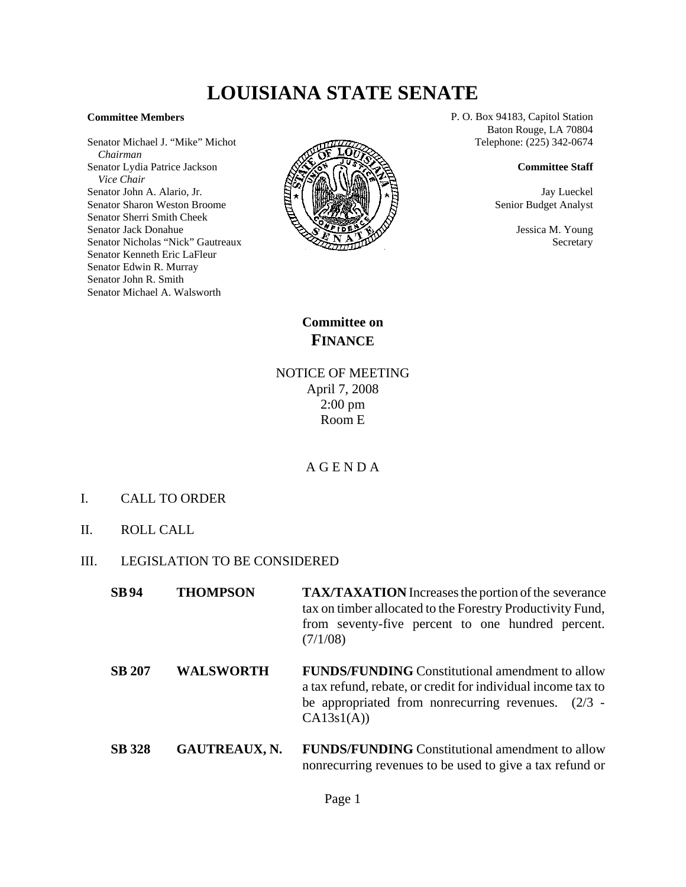# LOUISIANA STATE SENATE

**Committee Members**

Senator Michael J. "Mike" Michot
*Chairman*
Senator Lydia Patrice Jackson
*Vice Chair*
Senator John A. Alario, Jr.
Senator Sharon Weston Broome
Senator Sherri Smith Cheek
Senator Jack Donahue
Senator Nicholas "Nick" Gautreaux
Senator Kenneth Eric LaFleur
Senator Edwin R. Murray
Senator John R. Smith
Senator Michael A. Walsworth

P. O. Box 94183, Capitol Station
Baton Rouge, LA 70804
Telephone: (225) 342-0674

**Committee Staff**

Jay Lueckel
Senior Budget Analyst

Jessica M. Young
Secretary

## Committee on FINANCE

NOTICE OF MEETING
April 7, 2008
2:00 pm
Room E

A G E N D A

I. CALL TO ORDER

II. ROLL CALL

III. LEGISLATION TO BE CONSIDERED

| | | |
|---|---|---|
| **SB 94** | **THOMPSON** | **TAX/TAXATION** Increases the portion of the severance tax on timber allocated to the Forestry Productivity Fund, from seventy-five percent to one hundred percent. (7/1/08) |
| **SB 207** | **WALSWORTH** | **FUNDS/FUNDING** Constitutional amendment to allow a tax refund, rebate, or credit for individual income tax to be appropriated from nonrecurring revenues. (2/3 - CA13s1(A)) |
| **SB 328** | **GAUTREAUX, N.** | **FUNDS/FUNDING** Constitutional amendment to allow nonrecurring revenues to be used to give a tax refund or |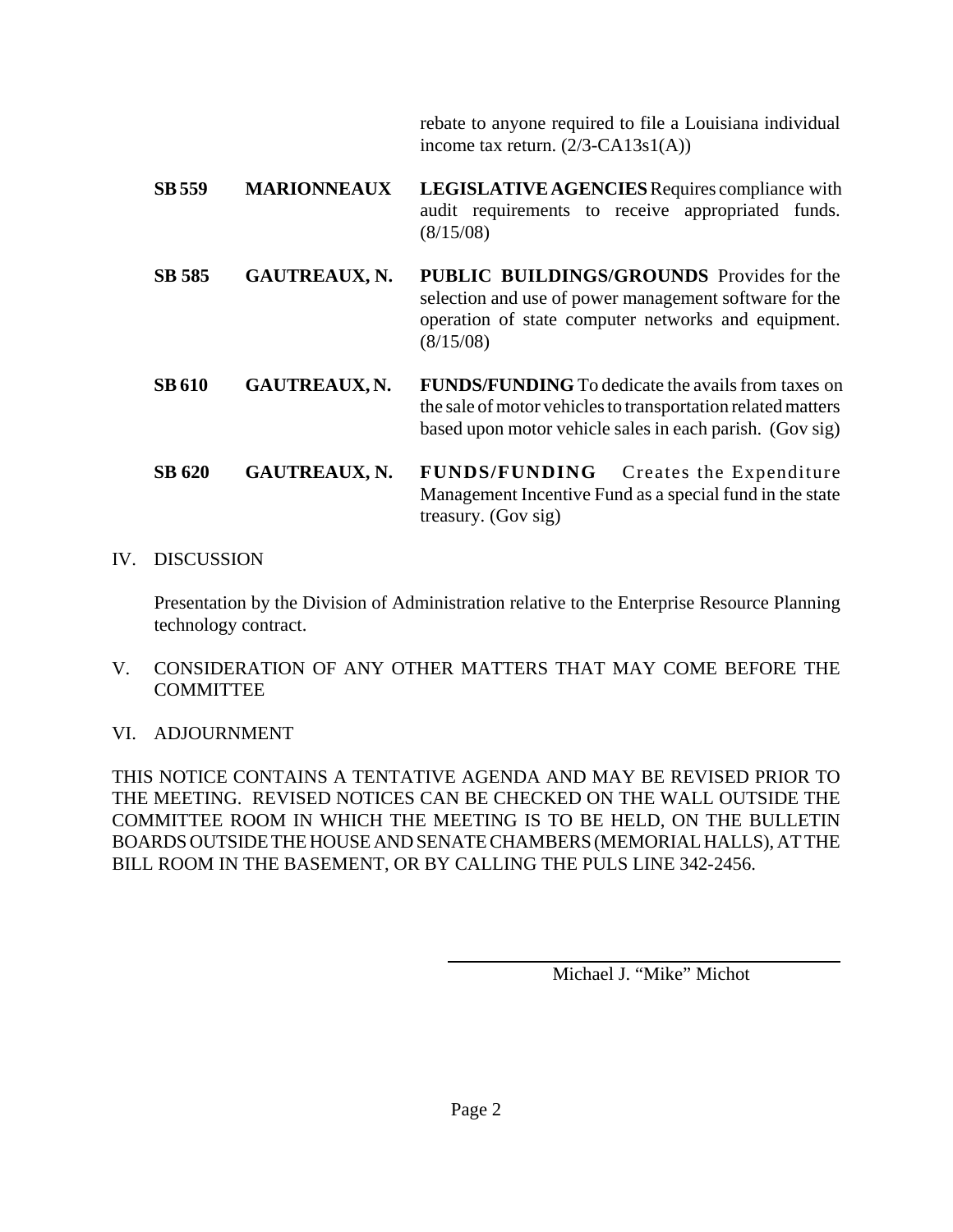rebate to anyone required to file a Louisiana individual income tax return. (2/3-CA13s1(A))

| | | |
|---|---|---|
| **SB 559** | **MARIONNEAUX** | **LEGISLATIVE AGENCIES** Requires compliance with audit requirements to receive appropriated funds. (8/15/08) |
| **SB 585** | **GAUTREAUX, N.** | **PUBLIC BUILDINGS/GROUNDS** Provides for the selection and use of power management software for the operation of state computer networks and equipment. (8/15/08) |
| **SB 610** | **GAUTREAUX, N.** | **FUNDS/FUNDING** To dedicate the avails from taxes on the sale of motor vehicles to transportation related matters based upon motor vehicle sales in each parish. (Gov sig) |
| **SB 620** | **GAUTREAUX, N.** | **FUNDS/FUNDING** Creates the Expenditure Management Incentive Fund as a special fund in the state treasury. (Gov sig) |

IV. DISCUSSION

Presentation by the Division of Administration relative to the Enterprise Resource Planning technology contract.

V. CONSIDERATION OF ANY OTHER MATTERS THAT MAY COME BEFORE THE COMMITTEE

VI. ADJOURNMENT

THIS NOTICE CONTAINS A TENTATIVE AGENDA AND MAY BE REVISED PRIOR TO THE MEETING. REVISED NOTICES CAN BE CHECKED ON THE WALL OUTSIDE THE COMMITTEE ROOM IN WHICH THE MEETING IS TO BE HELD, ON THE BULLETIN BOARDS OUTSIDE THE HOUSE AND SENATE CHAMBERS (MEMORIAL HALLS), AT THE BILL ROOM IN THE BASEMENT, OR BY CALLING THE PULS LINE 342-2456.

Michael J. "Mike" Michot